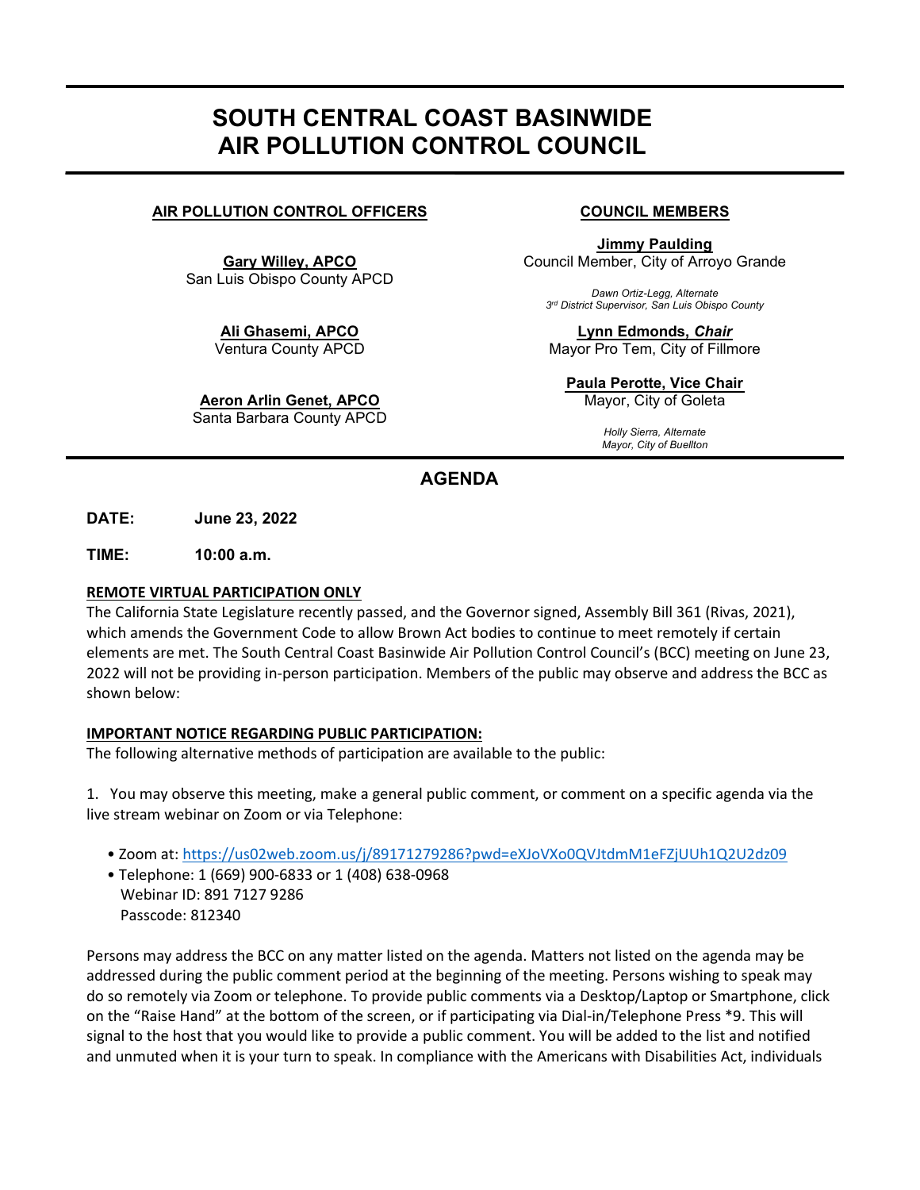# SOUTH CENTRAL COAST BASINWIDE AIR POLLUTION CONTROL COUNCIL

**AIR POLLUTION CONTROL OFFICERS**

**Gary Willey, APCO**
San Luis Obispo County APCD

**Ali Ghasemi, APCO**
Ventura County APCD

**Aeron Arlin Genet, APCO**
Santa Barbara County APCD

**COUNCIL MEMBERS**

**Jimmy Paulding**
Council Member, City of Arroyo Grande

*Dawn Ortiz-Legg, Alternate*
*3rd District Supervisor, San Luis Obispo County*

**Lynn Edmonds, *Chair***
Mayor Pro Tem, City of Fillmore

**Paula Perotte, Vice Chair**
Mayor, City of Goleta

*Holly Sierra, Alternate*
*Mayor, City of Buellton*

## AGENDA

**DATE:** **June 23, 2022**

**TIME:** **10:00 a.m.**

**REMOTE VIRTUAL PARTICIPATION ONLY**

The California State Legislature recently passed, and the Governor signed, Assembly Bill 361 (Rivas, 2021), which amends the Government Code to allow Brown Act bodies to continue to meet remotely if certain elements are met. The South Central Coast Basinwide Air Pollution Control Council's (BCC) meeting on June 23, 2022 will not be providing in-person participation. Members of the public may observe and address the BCC as shown below:

**IMPORTANT NOTICE REGARDING PUBLIC PARTICIPATION:**

The following alternative methods of participation are available to the public:

1. You may observe this meeting, make a general public comment, or comment on a specific agenda via the live stream webinar on Zoom or via Telephone:

- Zoom at: https://us02web.zoom.us/j/89171279286?pwd=eXJoVXo0QVJtdmM1eFZjUUh1Q2U2dz09
- Telephone: 1 (669) 900-6833 or 1 (408) 638-0968
  Webinar ID: 891 7127 9286
  Passcode: 812340

Persons may address the BCC on any matter listed on the agenda. Matters not listed on the agenda may be addressed during the public comment period at the beginning of the meeting. Persons wishing to speak may do so remotely via Zoom or telephone. To provide public comments via a Desktop/Laptop or Smartphone, click on the "Raise Hand" at the bottom of the screen, or if participating via Dial-in/Telephone Press *9. This will signal to the host that you would like to provide a public comment. You will be added to the list and notified and unmuted when it is your turn to speak. In compliance with the Americans with Disabilities Act, individuals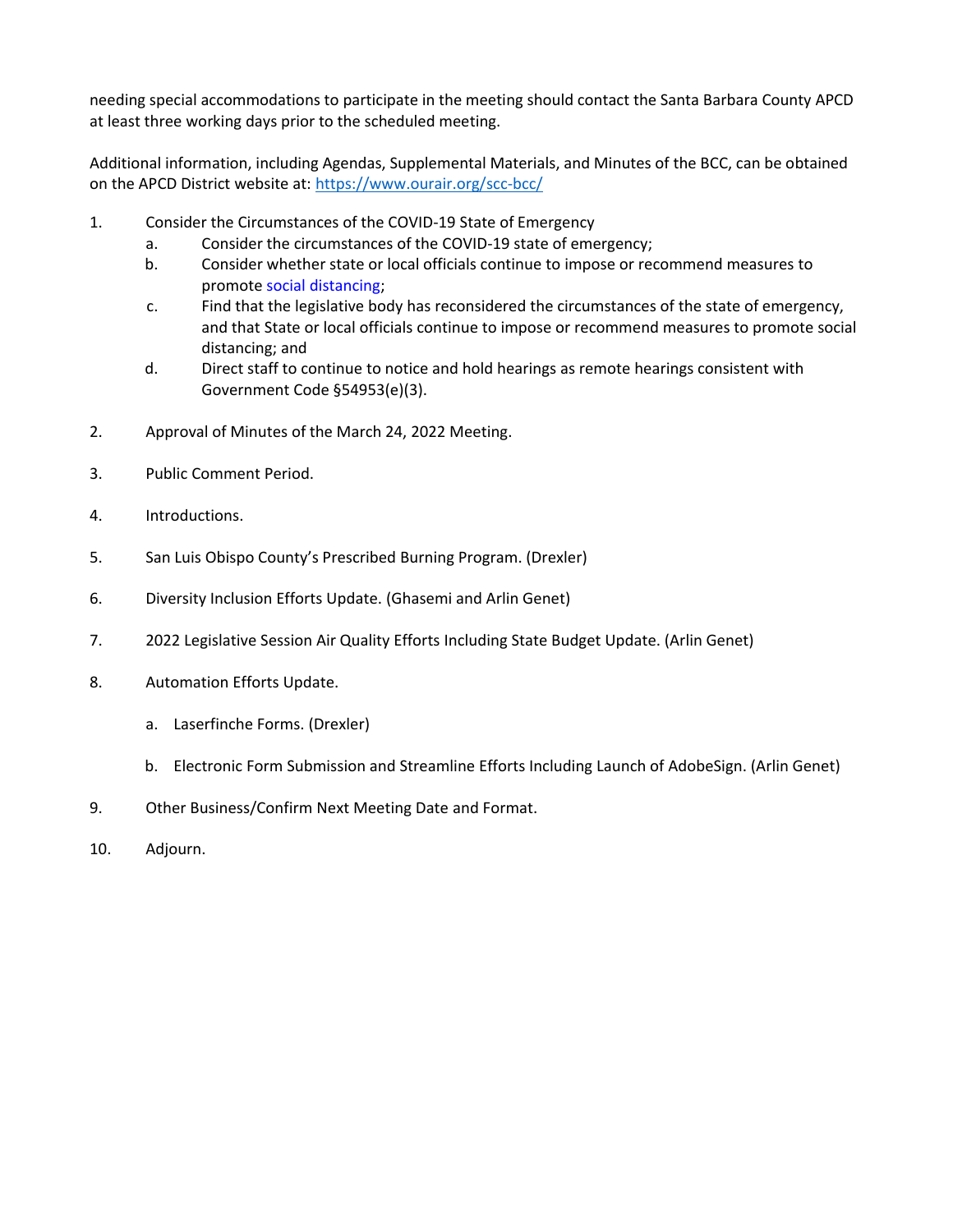needing special accommodations to participate in the meeting should contact the Santa Barbara County APCD at least three working days prior to the scheduled meeting.

Additional information, including Agendas, Supplemental Materials, and Minutes of the BCC, can be obtained on the APCD District website at: https://www.ourair.org/scc-bcc/

1. Consider the Circumstances of the COVID-19 State of Emergency
   a. Consider the circumstances of the COVID-19 state of emergency;
   b. Consider whether state or local officials continue to impose or recommend measures to promote social distancing;
   c. Find that the legislative body has reconsidered the circumstances of the state of emergency, and that State or local officials continue to impose or recommend measures to promote social distancing; and
   d. Direct staff to continue to notice and hold hearings as remote hearings consistent with Government Code §54953(e)(3).

2. Approval of Minutes of the March 24, 2022 Meeting.

3. Public Comment Period.

4. Introductions.

5. San Luis Obispo County's Prescribed Burning Program. (Drexler)

6. Diversity Inclusion Efforts Update. (Ghasemi and Arlin Genet)

7. 2022 Legislative Session Air Quality Efforts Including State Budget Update. (Arlin Genet)

8. Automation Efforts Update.

   a. Laserfinche Forms. (Drexler)

   b. Electronic Form Submission and Streamline Efforts Including Launch of AdobeSign. (Arlin Genet)

9. Other Business/Confirm Next Meeting Date and Format.

10. Adjourn.